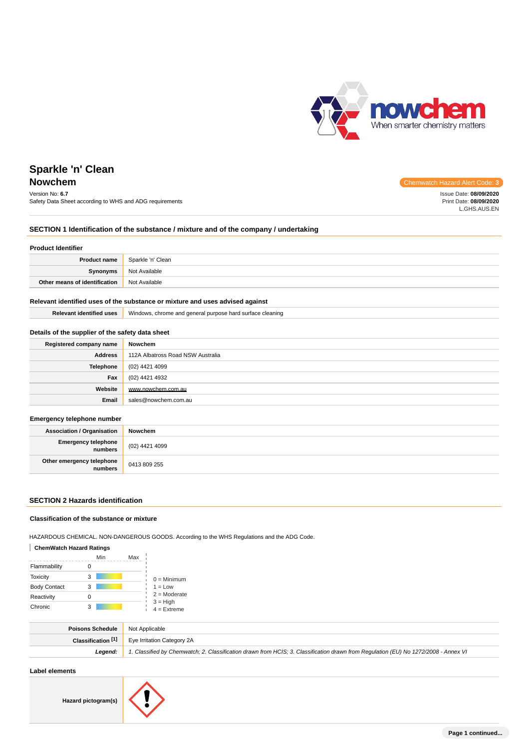# Sparkle 'n' Clean

## Nowchem

Chemwatch Hazard Alert Code: **3**

Version No: **6.7**
Safety Data Sheet according to WHS and ADG requirements

Issue Date: **08/09/2020**
Print Date: **08/09/2020**
L.GHS.AUS.EN

## SECTION 1 Identification of the substance / mixture and of the company / undertaking

### Product Identifier

| | |
|---|---|
| **Product name** | Sparkle 'n' Clean |
| **Synonyms** | Not Available |
| **Other means of identification** | Not Available |

### Relevant identified uses of the substance or mixture and uses advised against

| | |
|---|---|
| **Relevant identified uses** | Windows, chrome and general purpose hard surface cleaning |

### Details of the supplier of the safety data sheet

| | |
|---|---|
| **Registered company name** | Nowchem |
| **Address** | 112A Albatross Road NSW Australia |
| **Telephone** | (02) 4421 4099 |
| **Fax** | (02) 4421 4932 |
| **Website** | www.nowchem.com.au |
| **Email** | sales@nowchem.com.au |

### Emergency telephone number

| | |
|---|---|
| **Association / Organisation** | Nowchem |
| **Emergency telephone numbers** | (02) 4421 4099 |
| **Other emergency telephone numbers** | 0413 809 255 |

## SECTION 2 Hazards identification

### Classification of the substance or mixture

HAZARDOUS CHEMICAL. NON-DANGEROUS GOODS. According to the WHS Regulations and the ADG Code.

**ChemWatch Hazard Ratings**

| | Min | Max |
|---|---|---|
| Flammability | 0 | |
| Toxicity | 3 | |
| Body Contact | 3 | |
| Reactivity | 0 | |
| Chronic | 3 | |

0 = Minimum
1 = Low
2 = Moderate
3 = High
4 = Extreme

| | |
|---|---|
| **Poisons Schedule** | Not Applicable |
| **Classification [1]** | Eye Irritation Category 2A |
| ***Legend:*** | *1. Classified by Chemwatch; 2. Classification drawn from HCIS; 3. Classification drawn from Regulation (EU) No 1272/2008 - Annex VI* |

### Label elements

| | |
|---|---|
| **Hazard pictogram(s)** | |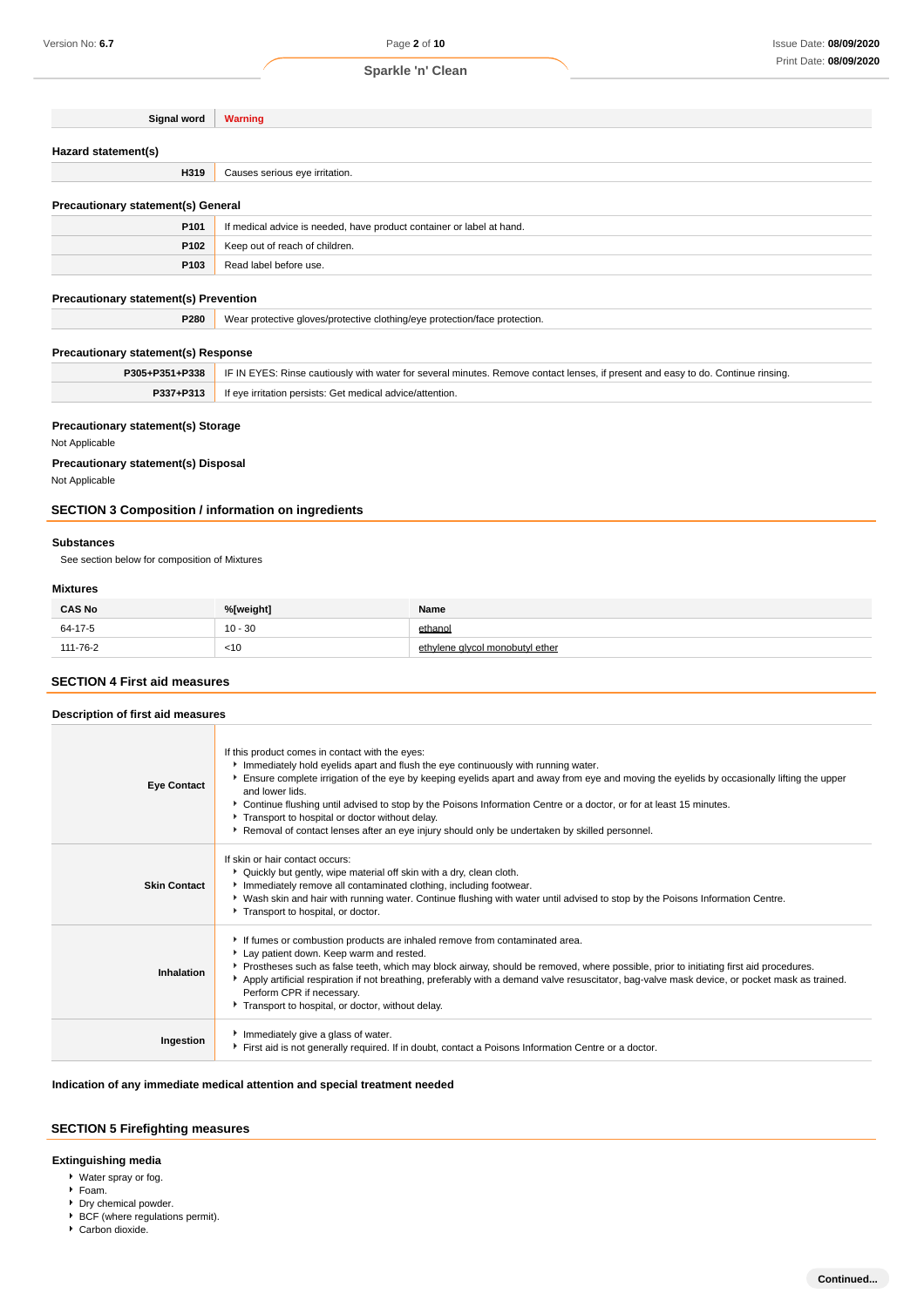| Signal word | Warning |
|---|---|

### Hazard statement(s)

| | |
|---|---|
| H319 | Causes serious eye irritation. |

### Precautionary statement(s) General

| | |
|---|---|
| P101 | If medical advice is needed, have product container or label at hand. |
| P102 | Keep out of reach of children. |
| P103 | Read label before use. |

### Precautionary statement(s) Prevention

| | |
|---|---|
| P280 | Wear protective gloves/protective clothing/eye protection/face protection. |

### Precautionary statement(s) Response

| | |
|---|---|
| P305+P351+P338 | IF IN EYES: Rinse cautiously with water for several minutes. Remove contact lenses, if present and easy to do. Continue rinsing. |
| P337+P313 | If eye irritation persists: Get medical advice/attention. |

### Precautionary statement(s) Storage

Not Applicable

### Precautionary statement(s) Disposal

Not Applicable

## SECTION 3 Composition / information on ingredients

### Substances

See section below for composition of Mixtures

### Mixtures

| CAS No | %[weight] | Name |
|---|---|---|
| 64-17-5 | 10 - 30 | ethanol |
| 111-76-2 | <10 | ethylene glycol monobutyl ether |

## SECTION 4 First aid measures

### Description of first aid measures

| | |
|---|---|
| Eye Contact | If this product comes in contact with the eyes:<br>▸ Immediately hold eyelids apart and flush the eye continuously with running water.<br>▸ Ensure complete irrigation of the eye by keeping eyelids apart and away from eye and moving the eyelids by occasionally lifting the upper and lower lids.<br>▸ Continue flushing until advised to stop by the Poisons Information Centre or a doctor, or for at least 15 minutes.<br>▸ Transport to hospital or doctor without delay.<br>▸ Removal of contact lenses after an eye injury should only be undertaken by skilled personnel. |
| Skin Contact | If skin or hair contact occurs:<br>▸ Quickly but gently, wipe material off skin with a dry, clean cloth.<br>▸ Immediately remove all contaminated clothing, including footwear.<br>▸ Wash skin and hair with running water. Continue flushing with water until advised to stop by the Poisons Information Centre.<br>▸ Transport to hospital, or doctor. |
| Inhalation | ▸ If fumes or combustion products are inhaled remove from contaminated area.<br>▸ Lay patient down. Keep warm and rested.<br>▸ Prostheses such as false teeth, which may block airway, should be removed, where possible, prior to initiating first aid procedures.<br>▸ Apply artificial respiration if not breathing, preferably with a demand valve resuscitator, bag-valve mask device, or pocket mask as trained. Perform CPR if necessary.<br>▸ Transport to hospital, or doctor, without delay. |
| Ingestion | ▸ Immediately give a glass of water.<br>▸ First aid is not generally required. If in doubt, contact a Poisons Information Centre or a doctor. |

### Indication of any immediate medical attention and special treatment needed

## SECTION 5 Firefighting measures

### Extinguishing media

- Water spray or fog.
- Foam.
- Dry chemical powder.
- BCF (where regulations permit).
- Carbon dioxide.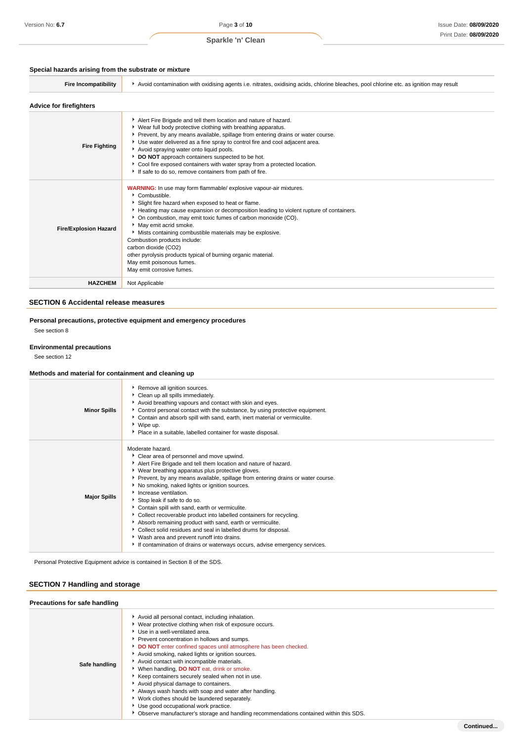### Special hazards arising from the substrate or mixture

| | |
|---|---|
| **Fire Incompatibility** | Avoid contamination with oxidising agents i.e. nitrates, oxidising acids, chlorine bleaches, pool chlorine etc. as ignition may result |

### Advice for firefighters

| | |
|---|---|
| **Fire Fighting** | Alert Fire Brigade and tell them location and nature of hazard.<br>Wear full body protective clothing with breathing apparatus.<br>Prevent, by any means available, spillage from entering drains or water course.<br>Use water delivered as a fine spray to control fire and cool adjacent area.<br>Avoid spraying water onto liquid pools.<br>**DO NOT** approach containers suspected to be hot.<br>Cool fire exposed containers with water spray from a protected location.<br>If safe to do so, remove containers from path of fire. |
| **Fire/Explosion Hazard** | **WARNING:** In use may form flammable/ explosive vapour-air mixtures.<br>Combustible.<br>Slight fire hazard when exposed to heat or flame.<br>Heating may cause expansion or decomposition leading to violent rupture of containers.<br>On combustion, may emit toxic fumes of carbon monoxide (CO).<br>May emit acrid smoke.<br>Mists containing combustible materials may be explosive.<br>Combustion products include:<br>carbon dioxide ($CO_2$)<br>other pyrolysis products typical of burning organic material.<br>May emit poisonous fumes.<br>May emit corrosive fumes. |
| **HAZCHEM** | Not Applicable |

## SECTION 6 Accidental release measures

### Personal precautions, protective equipment and emergency procedures

See section 8

### Environmental precautions

See section 12

### Methods and material for containment and cleaning up

| | |
|---|---|
| **Minor Spills** | Remove all ignition sources.<br>Clean up all spills immediately.<br>Avoid breathing vapours and contact with skin and eyes.<br>Control personal contact with the substance, by using protective equipment.<br>Contain and absorb spill with sand, earth, inert material or vermiculite.<br>Wipe up.<br>Place in a suitable, labelled container for waste disposal. |
| **Major Spills** | Moderate hazard.<br>Clear area of personnel and move upwind.<br>Alert Fire Brigade and tell them location and nature of hazard.<br>Wear breathing apparatus plus protective gloves.<br>Prevent, by any means available, spillage from entering drains or water course.<br>No smoking, naked lights or ignition sources.<br>Increase ventilation.<br>Stop leak if safe to do so.<br>Contain spill with sand, earth or vermiculite.<br>Collect recoverable product into labelled containers for recycling.<br>Absorb remaining product with sand, earth or vermiculite.<br>Collect solid residues and seal in labelled drums for disposal.<br>Wash area and prevent runoff into drains.<br>If contamination of drains or waterways occurs, advise emergency services. |

Personal Protective Equipment advice is contained in Section 8 of the SDS.

## SECTION 7 Handling and storage

### Precautions for safe handling

| | |
|---|---|
| **Safe handling** | Avoid all personal contact, including inhalation.<br>Wear protective clothing when risk of exposure occurs.<br>Use in a well-ventilated area.<br>Prevent concentration in hollows and sumps.<br>**DO NOT** enter confined spaces until atmosphere has been checked.<br>Avoid smoking, naked lights or ignition sources.<br>Avoid contact with incompatible materials.<br>When handling, **DO NOT** eat, drink or smoke.<br>Keep containers securely sealed when not in use.<br>Avoid physical damage to containers.<br>Always wash hands with soap and water after handling.<br>Work clothes should be laundered separately.<br>Use good occupational work practice.<br>Observe manufacturer's storage and handling recommendations contained within this SDS. |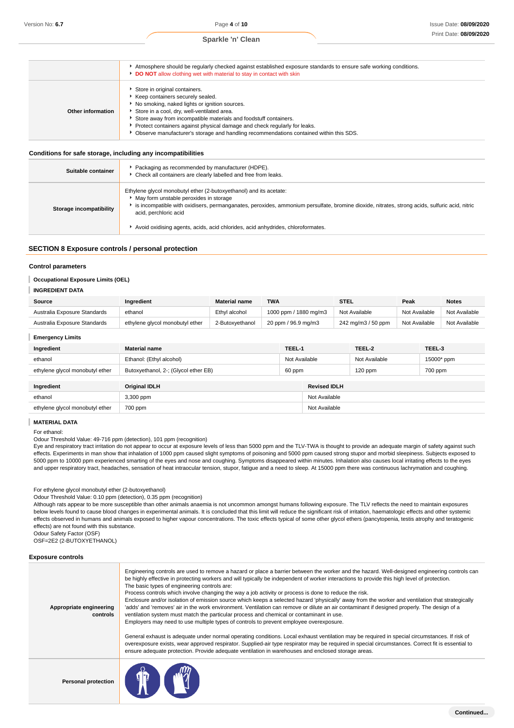| | |
|---|---|
| | - Atmosphere should be regularly checked against established exposure standards to ensure safe working conditions.<br>- **DO NOT** allow clothing wet with material to stay in contact with skin |
| **Other information** | - Store in original containers.<br>- Keep containers securely sealed.<br>- No smoking, naked lights or ignition sources.<br>- Store in a cool, dry, well-ventilated area.<br>- Store away from incompatible materials and foodstuff containers.<br>- Protect containers against physical damage and check regularly for leaks.<br>- Observe manufacturer's storage and handling recommendations contained within this SDS. |

### Conditions for safe storage, including any incompatibilities

| | |
|---|---|
| **Suitable container** | - Packaging as recommended by manufacturer (HDPE).<br>- Check all containers are clearly labelled and free from leaks. |
| **Storage incompatibility** | Ethylene glycol monobutyl ether (2-butoxyethanol) and its acetate:<br>- May form unstable peroxides in storage<br>- is incompatible with oxidisers, permanganates, peroxides, ammonium persulfate, bromine dioxide, nitrates, strong acids, sulfuric acid, nitric acid, perchloric acid<br><br>- Avoid oxidising agents, acids, acid chlorides, acid anhydrides, chloroformates. |

## SECTION 8 Exposure controls / personal protection

### Control parameters

**Occupational Exposure Limits (OEL)**

**INGREDIENT DATA**

| Source | Ingredient | Material name | TWA | STEL | Peak | Notes |
|---|---|---|---|---|---|---|
| Australia Exposure Standards | ethanol | Ethyl alcohol | 1000 ppm / 1880 mg/m3 | Not Available | Not Available | Not Available |
| Australia Exposure Standards | ethylene glycol monobutyl ether | 2-Butoxyethanol | 20 ppm / 96.9 mg/m3 | 242 mg/m3 / 50 ppm | Not Available | Not Available |

**Emergency Limits**

| Ingredient | Material name | TEEL-1 | TEEL-2 | TEEL-3 |
|---|---|---|---|---|
| ethanol | Ethanol: (Ethyl alcohol) | Not Available | Not Available | 15000* ppm |
| ethylene glycol monobutyl ether | Butoxyethanol, 2-; (Glycol ether EB) | 60 ppm | 120 ppm | 700 ppm |

| Ingredient | Original IDLH | Revised IDLH |
|---|---|---|
| ethanol | 3,300 ppm | Not Available |
| ethylene glycol monobutyl ether | 700 ppm | Not Available |

**MATERIAL DATA**

For ethanol:
Odour Threshold Value: 49-716 ppm (detection), 101 ppm (recognition)
Eye and respiratory tract irritation do not appear to occur at exposure levels of less than 5000 ppm and the TLV-TWA is thought to provide an adequate margin of safety against such effects. Experiments in man show that inhalation of 1000 ppm caused slight symptoms of poisoning and 5000 ppm caused strong stupor and morbid sleepiness. Subjects exposed to 5000 ppm to 10000 ppm experienced smarting of the eyes and nose and coughing. Symptoms disappeared within minutes. Inhalation also causes local irritating effects to the eyes and upper respiratory tract, headaches, sensation of heat intraocular tension, stupor, fatigue and a need to sleep. At 15000 ppm there was continuous lachrymation and coughing.

For ethylene glycol monobutyl ether (2-butoxyethanol)
Odour Threshold Value: 0.10 ppm (detection), 0.35 ppm (recognition)
Although rats appear to be more susceptible than other animals anaemia is not uncommon amongst humans following exposure. The TLV reflects the need to maintain exposures below levels found to cause blood changes in experimental animals. It is concluded that this limit will reduce the significant risk of irritation, haematologic effects and other systemic effects observed in humans and animals exposed to higher vapour concentrations. The toxic effects typical of some other glycol ethers (pancytopenia, testis atrophy and teratogenic effects) are not found with this substance.
Odour Safety Factor (OSF)
OSF=2E2 (2-BUTOXYETHANOL)

### Exposure controls

| | |
|---|---|
| **Appropriate engineering controls** | Engineering controls are used to remove a hazard or place a barrier between the worker and the hazard. Well-designed engineering controls can be highly effective in protecting workers and will typically be independent of worker interactions to provide this high level of protection.<br>The basic types of engineering controls are:<br>Process controls which involve changing the way a job activity or process is done to reduce the risk.<br>Enclosure and/or isolation of emission source which keeps a selected hazard 'physically' away from the worker and ventilation that strategically 'adds' and 'removes' air in the work environment. Ventilation can remove or dilute an air contaminant if designed properly. The design of a ventilation system must match the particular process and chemical or contaminant in use.<br>Employers may need to use multiple types of controls to prevent employee overexposure.<br><br>General exhaust is adequate under normal operating conditions. Local exhaust ventilation may be required in special circumstances. If risk of overexposure exists, wear approved respirator. Supplied-air type respirator may be required in special circumstances. Correct fit is essential to ensure adequate protection. Provide adequate ventilation in warehouses and enclosed storage areas. |
| **Personal protection** | |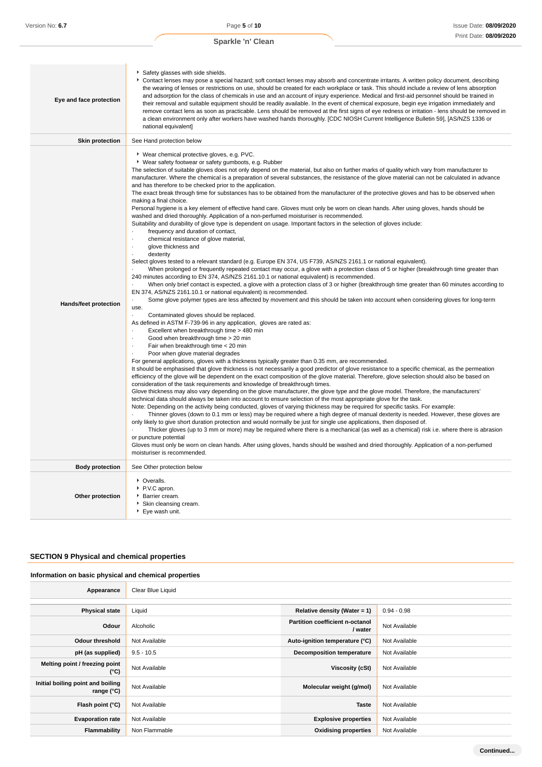| | |
|---|---|
| **Eye and face protection** | ▸ Safety glasses with side shields.<br>▸ Contact lenses may pose a special hazard; soft contact lenses may absorb and concentrate irritants. A written policy document, describing the wearing of lenses or restrictions on use, should be created for each workplace or task. This should include a review of lens absorption and adsorption for the class of chemicals in use and an account of injury experience. Medical and first-aid personnel should be trained in their removal and suitable equipment should be readily available. In the event of chemical exposure, begin eye irrigation immediately and remove contact lens as soon as practicable. Lens should be removed at the first signs of eye redness or irritation - lens should be removed in a clean environment only after workers have washed hands thoroughly. [CDC NIOSH Current Intelligence Bulletin 59], [AS/NZS 1336 or national equivalent] |
| **Skin protection** | See Hand protection below |
| **Hands/feet protection** | ▸ Wear chemical protective gloves, e.g. PVC.<br>▸ Wear safety footwear or safety gumboots, e.g. Rubber<br>The selection of suitable gloves does not only depend on the material, but also on further marks of quality which vary from manufacturer to manufacturer. Where the chemical is a preparation of several substances, the resistance of the glove material can not be calculated in advance and has therefore to be checked prior to the application.<br>The exact break through time for substances has to be obtained from the manufacturer of the protective gloves and has to be observed when making a final choice.<br>Personal hygiene is a key element of effective hand care. Gloves must only be worn on clean hands. After using gloves, hands should be washed and dried thoroughly. Application of a non-perfumed moisturiser is recommended.<br>Suitability and durability of glove type is dependent on usage. Important factors in the selection of gloves include:<br>· frequency and duration of contact,<br>· chemical resistance of glove material,<br>· glove thickness and<br>· dexterity<br>Select gloves tested to a relevant standard (e.g. Europe EN 374, US F739, AS/NZS 2161.1 or national equivalent).<br>· When prolonged or frequently repeated contact may occur, a glove with a protection class of 5 or higher (breakthrough time greater than 240 minutes according to EN 374, AS/NZS 2161.10.1 or national equivalent) is recommended.<br>· When only brief contact is expected, a glove with a protection class of 3 or higher (breakthrough time greater than 60 minutes according to EN 374, AS/NZS 2161.10.1 or national equivalent) is recommended.<br>· Some glove polymer types are less affected by movement and this should be taken into account when considering gloves for long-term use.<br>· Contaminated gloves should be replaced.<br>As defined in ASTM F-739-96 in any application, gloves are rated as:<br>· Excellent when breakthrough time > 480 min<br>· Good when breakthrough time > 20 min<br>· Fair when breakthrough time < 20 min<br>· Poor when glove material degrades<br>For general applications, gloves with a thickness typically greater than 0.35 mm, are recommended.<br>It should be emphasised that glove thickness is not necessarily a good predictor of glove resistance to a specific chemical, as the permeation efficiency of the glove will be dependent on the exact composition of the glove material. Therefore, glove selection should also be based on consideration of the task requirements and knowledge of breakthrough times.<br>Glove thickness may also vary depending on the glove manufacturer, the glove type and the glove model. Therefore, the manufacturers' technical data should always be taken into account to ensure selection of the most appropriate glove for the task.<br>Note: Depending on the activity being conducted, gloves of varying thickness may be required for specific tasks. For example:<br>· Thinner gloves (down to 0.1 mm or less) may be required where a high degree of manual dexterity is needed. However, these gloves are only likely to give short duration protection and would normally be just for single use applications, then disposed of.<br>· Thicker gloves (up to 3 mm or more) may be required where there is a mechanical (as well as a chemical) risk i.e. where there is abrasion or puncture potential<br>Gloves must only be worn on clean hands. After using gloves, hands should be washed and dried thoroughly. Application of a non-perfumed moisturiser is recommended. |
| **Body protection** | See Other protection below |
| **Other protection** | ▸ Overalls.<br>▸ P.V.C apron.<br>▸ Barrier cream.<br>▸ Skin cleansing cream.<br>▸ Eye wash unit. |

## SECTION 9 Physical and chemical properties

### Information on basic physical and chemical properties

| | |
|---|---|
| **Appearance** | Clear Blue Liquid |

| | | | |
|---|---|---|---|
| **Physical state** | Liquid | **Relative density (Water = 1)** | 0.94 - 0.98 |
| **Odour** | Alcoholic | **Partition coefficient n-octanol / water** | Not Available |
| **Odour threshold** | Not Available | **Auto-ignition temperature (°C)** | Not Available |
| **pH (as supplied)** | 9.5 - 10.5 | **Decomposition temperature** | Not Available |
| **Melting point / freezing point (°C)** | Not Available | **Viscosity (cSt)** | Not Available |
| **Initial boiling point and boiling range (°C)** | Not Available | **Molecular weight (g/mol)** | Not Available |
| **Flash point (°C)** | Not Available | **Taste** | Not Available |
| **Evaporation rate** | Not Available | **Explosive properties** | Not Available |
| **Flammability** | Non Flammable | **Oxidising properties** | Not Available |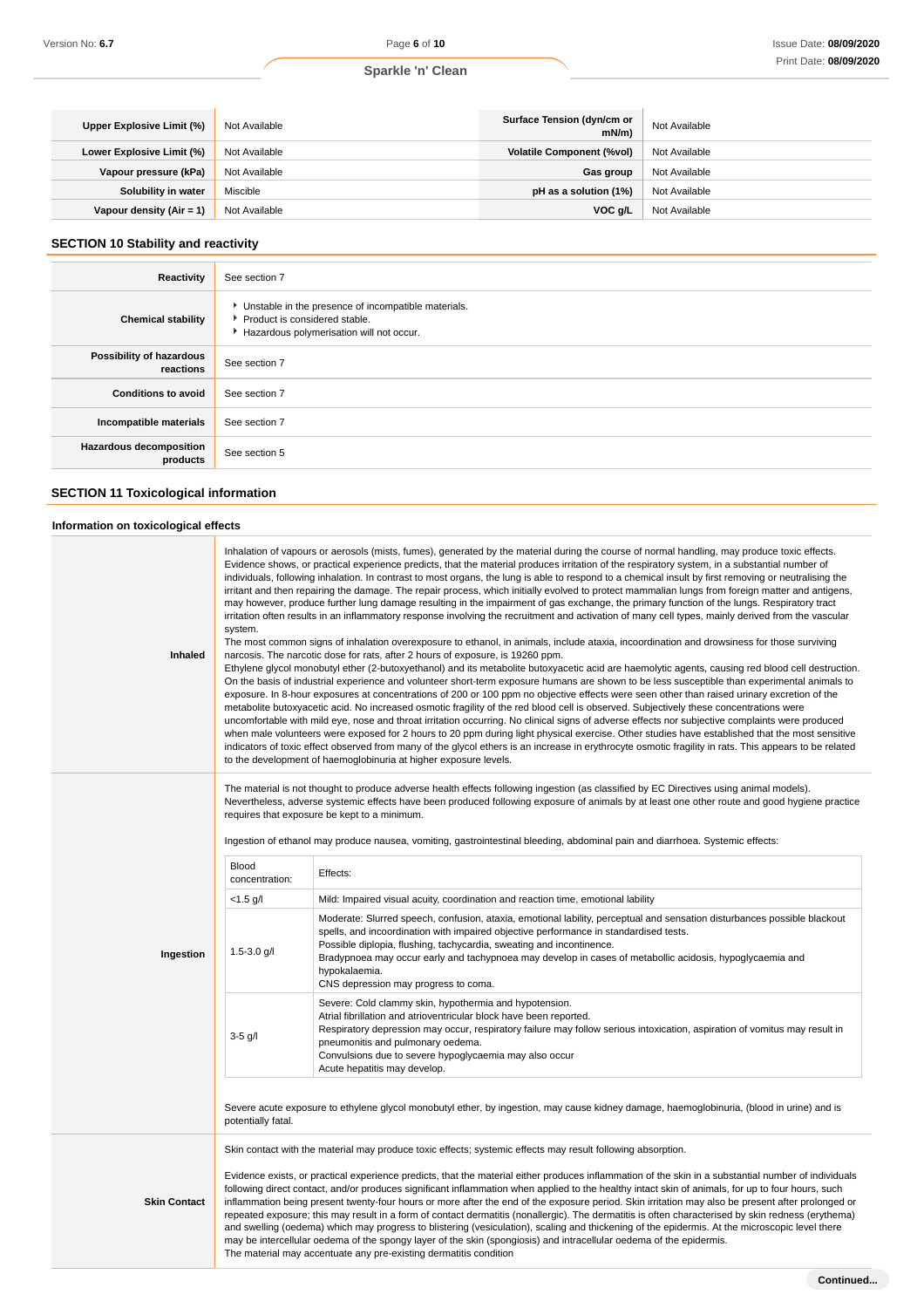| | | | |
|---|---|---|---|
| **Upper Explosive Limit (%)** | Not Available | **Surface Tension (dyn/cm or mN/m)** | Not Available |
| **Lower Explosive Limit (%)** | Not Available | **Volatile Component (%vol)** | Not Available |
| **Vapour pressure (kPa)** | Not Available | **Gas group** | Not Available |
| **Solubility in water** | Miscible | **pH as a solution (1%)** | Not Available |
| **Vapour density (Air = 1)** | Not Available | **VOC g/L** | Not Available |

## SECTION 10 Stability and reactivity

| | |
|---|---|
| **Reactivity** | See section 7 |
| **Chemical stability** | ‣ Unstable in the presence of incompatible materials.<br>‣ Product is considered stable.<br>‣ Hazardous polymerisation will not occur. |
| **Possibility of hazardous reactions** | See section 7 |
| **Conditions to avoid** | See section 7 |
| **Incompatible materials** | See section 7 |
| **Hazardous decomposition products** | See section 5 |

## SECTION 11 Toxicological information

### Information on toxicological effects

**Inhaled**

Inhalation of vapours or aerosols (mists, fumes), generated by the material during the course of normal handling, may produce toxic effects.
Evidence shows, or practical experience predicts, that the material produces irritation of the respiratory system, in a substantial number of individuals, following inhalation. In contrast to most organs, the lung is able to respond to a chemical insult by first removing or neutralising the irritant and then repairing the damage. The repair process, which initially evolved to protect mammalian lungs from foreign matter and antigens, may however, produce further lung damage resulting in the impairment of gas exchange, the primary function of the lungs. Respiratory tract irritation often results in an inflammatory response involving the recruitment and activation of many cell types, mainly derived from the vascular system.
The most common signs of inhalation overexposure to ethanol, in animals, include ataxia, incoordination and drowsiness for those surviving narcosis. The narcotic dose for rats, after 2 hours of exposure, is 19260 ppm.
Ethylene glycol monobutyl ether (2-butoxyethanol) and its metabolite butoxyacetic acid are haemolytic agents, causing red blood cell destruction. On the basis of industrial experience and volunteer short-term exposure humans are shown to be less susceptible than experimental animals to exposure. In 8-hour exposures at concentrations of 200 or 100 ppm no objective effects were seen other than raised urinary excretion of the metabolite butoxyacetic acid. No increased osmotic fragility of the red blood cell is observed. Subjectively these concentrations were uncomfortable with mild eye, nose and throat irritation occurring. No clinical signs of adverse effects nor subjective complaints were produced when male volunteers were exposed for 2 hours to 20 ppm during light physical exercise. Other studies have established that the most sensitive indicators of toxic effect observed from many of the glycol ethers is an increase in erythrocyte osmotic fragility in rats. This appears to be related to the development of haemoglobinuria at higher exposure levels.

**Ingestion**

The material is not thought to produce adverse health effects following ingestion (as classified by EC Directives using animal models). Nevertheless, adverse systemic effects have been produced following exposure of animals by at least one other route and good hygiene practice requires that exposure be kept to a minimum.

Ingestion of ethanol may produce nausea, vomiting, gastrointestinal bleeding, abdominal pain and diarrhoea. Systemic effects:

| Blood concentration: | Effects: |
|---|---|
| <1.5 g/l | Mild: Impaired visual acuity, coordination and reaction time, emotional lability |
| 1.5-3.0 g/l | Moderate: Slurred speech, confusion, ataxia, emotional lability, perceptual and sensation disturbances possible blackout spells, and incoordination with impaired objective performance in standardised tests.<br>Possible diplopia, flushing, tachycardia, sweating and incontinence.<br>Bradypnoea may occur early and tachypnoea may develop in cases of metabollic acidosis, hypoglycaemia and hypokalaemia.<br>CNS depression may progress to coma. |
| 3-5 g/l | Severe: Cold clammy skin, hypothermia and hypotension.<br>Atrial fibrillation and atrioventricular block have been reported.<br>Respiratory depression may occur, respiratory failure may follow serious intoxication, aspiration of vomitus may result in pneumonitis and pulmonary oedema.<br>Convulsions due to severe hypoglycaemia may also occur<br>Acute hepatitis may develop. |

Severe acute exposure to ethylene glycol monobutyl ether, by ingestion, may cause kidney damage, haemoglobinuria, (blood in urine) and is potentially fatal.

**Skin Contact**

Skin contact with the material may produce toxic effects; systemic effects may result following absorption.

Evidence exists, or practical experience predicts, that the material either produces inflammation of the skin in a substantial number of individuals following direct contact, and/or produces significant inflammation when applied to the healthy intact skin of animals, for up to four hours, such inflammation being present twenty-four hours or more after the end of the exposure period. Skin irritation may also be present after prolonged or repeated exposure; this may result in a form of contact dermatitis (nonallergic). The dermatitis is often characterised by skin redness (erythema) and swelling (oedema) which may progress to blistering (vesiculation), scaling and thickening of the epidermis. At the microscopic level there may be intercellular oedema of the spongy layer of the skin (spongiosis) and intracellular oedema of the epidermis.
The material may accentuate any pre-existing dermatitis condition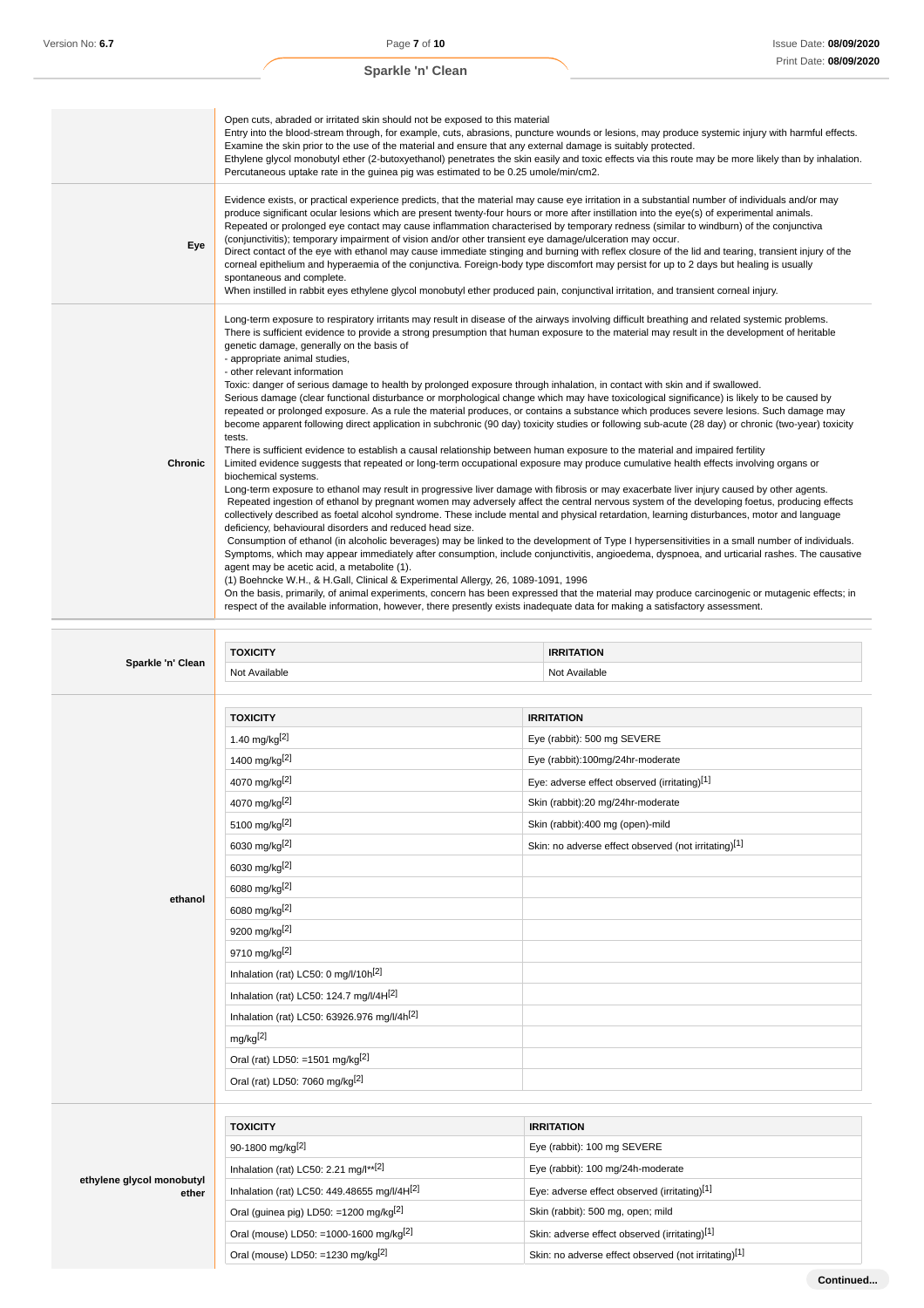| | |
|---|---|
| | Open cuts, abraded or irritated skin should not be exposed to this material<br>Entry into the blood-stream through, for example, cuts, abrasions, puncture wounds or lesions, may produce systemic injury with harmful effects. Examine the skin prior to the use of the material and ensure that any external damage is suitably protected.<br>Ethylene glycol monobutyl ether (2-butoxyethanol) penetrates the skin easily and toxic effects via this route may be more likely than by inhalation. Percutaneous uptake rate in the guinea pig was estimated to be 0.25 umole/min/cm2. |
| **Eye** | Evidence exists, or practical experience predicts, that the material may cause eye irritation in a substantial number of individuals and/or may produce significant ocular lesions which are present twenty-four hours or more after instillation into the eye(s) of experimental animals.<br>Repeated or prolonged eye contact may cause inflammation characterised by temporary redness (similar to windburn) of the conjunctiva (conjunctivitis); temporary impairment of vision and/or other transient eye damage/ulceration may occur.<br>Direct contact of the eye with ethanol may cause immediate stinging and burning with reflex closure of the lid and tearing, transient injury of the corneal epithelium and hyperaemia of the conjunctiva. Foreign-body type discomfort may persist for up to 2 days but healing is usually spontaneous and complete.<br>When instilled in rabbit eyes ethylene glycol monobutyl ether produced pain, conjunctival irritation, and transient corneal injury. |
| **Chronic** | Long-term exposure to respiratory irritants may result in disease of the airways involving difficult breathing and related systemic problems.<br>There is sufficient evidence to provide a strong presumption that human exposure to the material may result in the development of heritable genetic damage, generally on the basis of<br>- appropriate animal studies,<br>- other relevant information<br>Toxic: danger of serious damage to health by prolonged exposure through inhalation, in contact with skin and if swallowed.<br>Serious damage (clear functional disturbance or morphological change which may have toxicological significance) is likely to be caused by repeated or prolonged exposure. As a rule the material produces, or contains a substance which produces severe lesions. Such damage may become apparent following direct application in subchronic (90 day) toxicity studies or following sub-acute (28 day) or chronic (two-year) toxicity tests.<br>There is sufficient evidence to establish a causal relationship between human exposure to the material and impaired fertility<br>Limited evidence suggests that repeated or long-term occupational exposure may produce cumulative health effects involving organs or biochemical systems.<br>Long-term exposure to ethanol may result in progressive liver damage with fibrosis or may exacerbate liver injury caused by other agents.<br>Repeated ingestion of ethanol by pregnant women may adversely affect the central nervous system of the developing foetus, producing effects collectively described as foetal alcohol syndrome. These include mental and physical retardation, learning disturbances, motor and language deficiency, behavioural disorders and reduced head size.<br>Consumption of ethanol (in alcoholic beverages) may be linked to the development of Type I hypersensitivities in a small number of individuals. Symptoms, which may appear immediately after consumption, include conjunctivitis, angioedema, dyspnoea, and urticarial rashes. The causative agent may be acetic acid, a metabolite (1).<br>(1) Boehncke W.H., & H.Gall, Clinical & Experimental Allergy, 26, 1089-1091, 1996<br>On the basis, primarily, of animal experiments, concern has been expressed that the material may produce carcinogenic or mutagenic effects; in respect of the available information, however, there presently exists inadequate data for making a satisfactory assessment. |

**Sparkle 'n' Clean**

| TOXICITY | IRRITATION |
|---|---|
| Not Available | Not Available |

**ethanol**

| TOXICITY | IRRITATION |
|---|---|
| 1.40 mg/kg[2] | Eye (rabbit): 500 mg SEVERE |
| 1400 mg/kg[2] | Eye (rabbit):100mg/24hr-moderate |
| 4070 mg/kg[2] | Eye: adverse effect observed (irritating)[1] |
| 4070 mg/kg[2] | Skin (rabbit):20 mg/24hr-moderate |
| 5100 mg/kg[2] | Skin (rabbit):400 mg (open)-mild |
| 6030 mg/kg[2] | Skin: no adverse effect observed (not irritating)[1] |
| 6030 mg/kg[2] | |
| 6080 mg/kg[2] | |
| 6080 mg/kg[2] | |
| 9200 mg/kg[2] | |
| 9710 mg/kg[2] | |
| Inhalation (rat) LC50: 0 mg/l/10h[2] | |
| Inhalation (rat) LC50: 124.7 mg/l/4H[2] | |
| Inhalation (rat) LC50: 63926.976 mg/l/4h[2] | |
| mg/kg[2] | |
| Oral (rat) LD50: =1501 mg/kg[2] | |
| Oral (rat) LD50: 7060 mg/kg[2] | |

**ethylene glycol monobutyl ether**

| TOXICITY | IRRITATION |
|---|---|
| 90-1800 mg/kg[2] | Eye (rabbit): 100 mg SEVERE |
| Inhalation (rat) LC50: 2.21 mg/l**[2] | Eye (rabbit): 100 mg/24h-moderate |
| Inhalation (rat) LC50: 449.48655 mg/l/4H[2] | Eye: adverse effect observed (irritating)[1] |
| Oral (guinea pig) LD50: =1200 mg/kg[2] | Skin (rabbit): 500 mg, open; mild |
| Oral (mouse) LD50: =1000-1600 mg/kg[2] | Skin: adverse effect observed (irritating)[1] |
| Oral (mouse) LD50: =1230 mg/kg[2] | Skin: no adverse effect observed (not irritating)[1] |

**Continued...**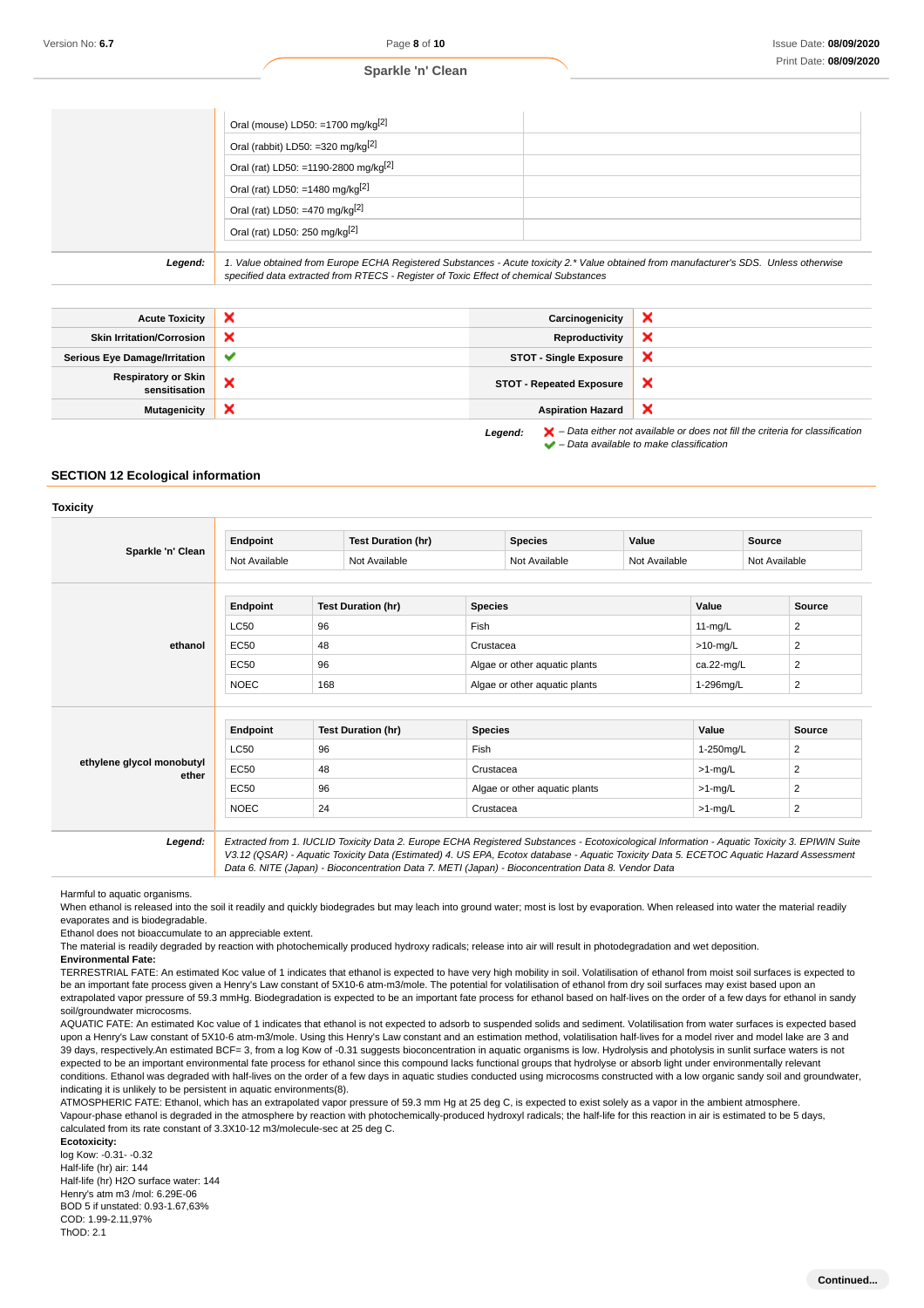| | | |
|---|---|---|
| | Oral (mouse) LD50: =1700 mg/kg[2] | |
| | Oral (rabbit) LD50: =320 mg/kg[2] | |
| | Oral (rat) LD50: =1190-2800 mg/kg[2] | |
| | Oral (rat) LD50: =1480 mg/kg[2] | |
| | Oral (rat) LD50: =470 mg/kg[2] | |
| | Oral (rat) LD50: 250 mg/kg[2] | |
| **Legend:** | *1. Value obtained from Europe ECHA Registered Substances - Acute toxicity 2.* Value obtained from manufacturer's SDS. Unless otherwise specified data extracted from RTECS - Register of Toxic Effect of chemical Substances* | |

| | | | |
|---|---|---|---|
| **Acute Toxicity** | ✘ | **Carcinogenicity** | ✘ |
| **Skin Irritation/Corrosion** | ✘ | **Reproductivity** | ✘ |
| **Serious Eye Damage/Irritation** | ✔ | **STOT - Single Exposure** | ✘ |
| **Respiratory or Skin sensitisation** | ✘ | **STOT - Repeated Exposure** | ✘ |
| **Mutagenicity** | ✘ | **Aspiration Hazard** | ✘ |

**Legend:** ✘ – *Data either not available or does not fill the criteria for classification*
✔ – *Data available to make classification*

## SECTION 12 Ecological information

### Toxicity

**Sparkle 'n' Clean**

| Endpoint | Test Duration (hr) | Species | Value | Source |
|---|---|---|---|---|
| Not Available | Not Available | Not Available | Not Available | Not Available |

**ethanol**

| Endpoint | Test Duration (hr) | Species | Value | Source |
|---|---|---|---|---|
| LC50 | 96 | Fish | 11-mg/L | 2 |
| EC50 | 48 | Crustacea | >10-mg/L | 2 |
| EC50 | 96 | Algae or other aquatic plants | ca.22-mg/L | 2 |
| NOEC | 168 | Algae or other aquatic plants | 1-296mg/L | 2 |

**ethylene glycol monobutyl ether**

| Endpoint | Test Duration (hr) | Species | Value | Source |
|---|---|---|---|---|
| LC50 | 96 | Fish | 1-250mg/L | 2 |
| EC50 | 48 | Crustacea | >1-mg/L | 2 |
| EC50 | 96 | Algae or other aquatic plants | >1-mg/L | 2 |
| NOEC | 24 | Crustacea | >1-mg/L | 2 |

**Legend:** *Extracted from 1. IUCLID Toxicity Data 2. Europe ECHA Registered Substances - Ecotoxicological Information - Aquatic Toxicity 3. EPIWIN Suite V3.12 (QSAR) - Aquatic Toxicity Data (Estimated) 4. US EPA, Ecotox database - Aquatic Toxicity Data 5. ECETOC Aquatic Hazard Assessment Data 6. NITE (Japan) - Bioconcentration Data 7. METI (Japan) - Bioconcentration Data 8. Vendor Data*

Harmful to aquatic organisms.
When ethanol is released into the soil it readily and quickly biodegrades but may leach into ground water; most is lost by evaporation. When released into water the material readily evaporates and is biodegradable.
Ethanol does not bioaccumulate to an appreciable extent.
The material is readily degraded by reaction with photochemically produced hydroxy radicals; release into air will result in photodegradation and wet deposition.
**Environmental Fate:**
TERRESTRIAL FATE: An estimated Koc value of 1 indicates that ethanol is expected to have very high mobility in soil. Volatilisation of ethanol from moist soil surfaces is expected to be an important fate process given a Henry's Law constant of 5X10-6 atm-m3/mole. The potential for volatilisation of ethanol from dry soil surfaces may exist based upon an extrapolated vapor pressure of 59.3 mmHg. Biodegradation is expected to be an important fate process for ethanol based on half-lives on the order of a few days for ethanol in sandy soil/groundwater microcosms.
AQUATIC FATE: An estimated Koc value of 1 indicates that ethanol is not expected to adsorb to suspended solids and sediment. Volatilisation from water surfaces is expected based upon a Henry's Law constant of 5X10-6 atm-m3/mole. Using this Henry's Law constant and an estimation method, volatilisation half-lives for a model river and model lake are 3 and 39 days, respectively.An estimated BCF= 3, from a log Kow of -0.31 suggests bioconcentration in aquatic organisms is low. Hydrolysis and photolysis in sunlit surface waters is not expected to be an important environmental fate process for ethanol since this compound lacks functional groups that hydrolyse or absorb light under environmentally relevant conditions. Ethanol was degraded with half-lives on the order of a few days in aquatic studies conducted using microcosms constructed with a low organic sandy soil and groundwater, indicating it is unlikely to be persistent in aquatic environments(8).
ATMOSPHERIC FATE: Ethanol, which has an extrapolated vapor pressure of 59.3 mm Hg at 25 deg C, is expected to exist solely as a vapor in the ambient atmosphere. Vapour-phase ethanol is degraded in the atmosphere by reaction with photochemically-produced hydroxyl radicals; the half-life for this reaction in air is estimated to be 5 days, calculated from its rate constant of 3.3X10-12 m3/molecule-sec at 25 deg C.
**Ecotoxicity:**
log Kow: -0.31- -0.32
Half-life (hr) air: 144
Half-life (hr) H2O surface water: 144
Henry's atm m3 /mol: 6.29E-06
BOD 5 if unstated: 0.93-1.67,63%
COD: 1.99-2.11,97%
ThOD: 2.1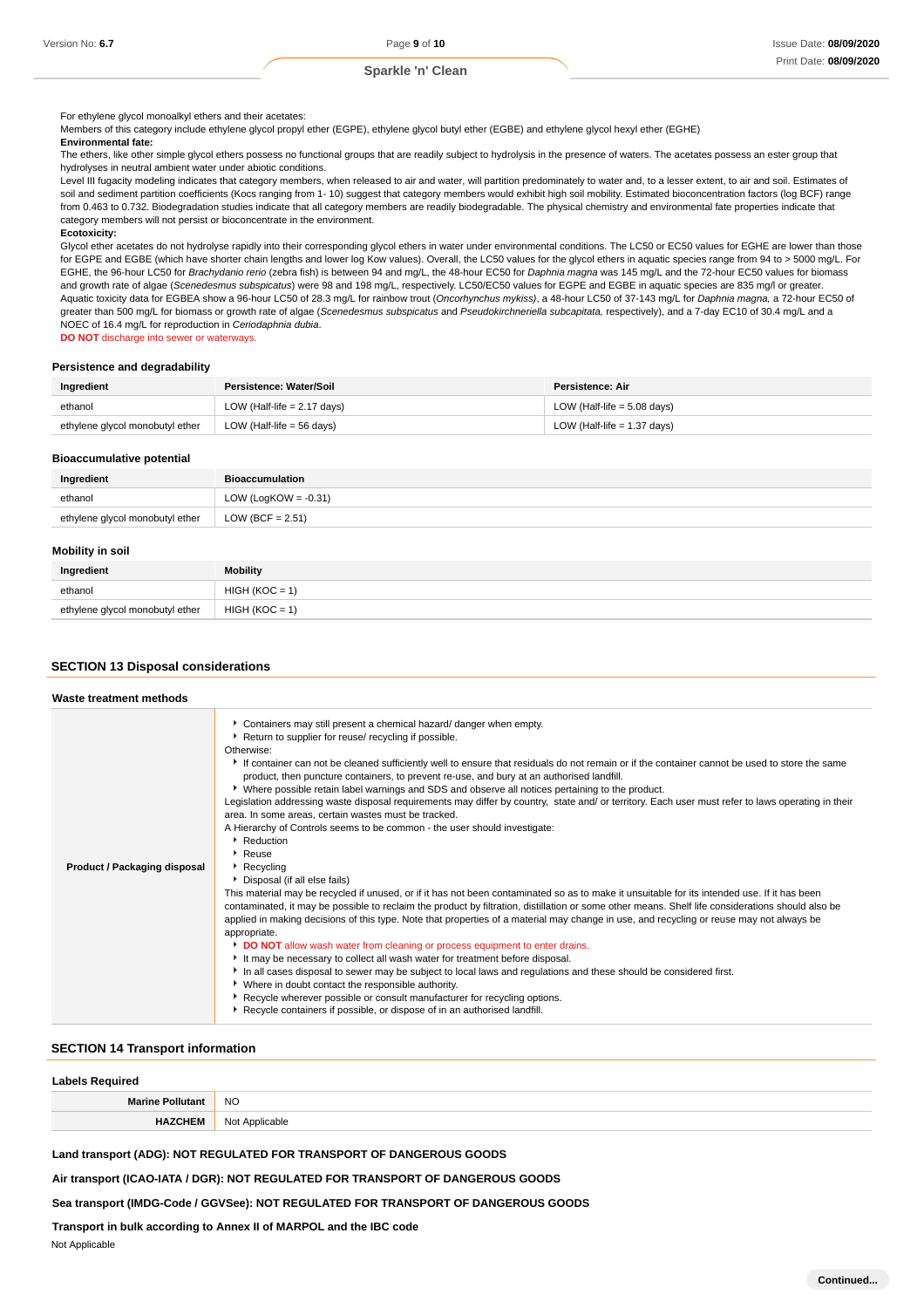For ethylene glycol monoalkyl ethers and their acetates:
Members of this category include ethylene glycol propyl ether (EGPE), ethylene glycol butyl ether (EGBE) and ethylene glycol hexyl ether (EGHE)

**Environmental fate:**

The ethers, like other simple glycol ethers possess no functional groups that are readily subject to hydrolysis in the presence of waters. The acetates possess an ester group that hydrolyses in neutral ambient water under abiotic conditions.
Level III fugacity modeling indicates that category members, when released to air and water, will partition predominately to water and, to a lesser extent, to air and soil. Estimates of soil and sediment partition coefficients (Kocs ranging from 1- 10) suggest that category members would exhibit high soil mobility. Estimated bioconcentration factors (log BCF) range from 0.463 to 0.732. Biodegradation studies indicate that all category members are readily biodegradable. The physical chemistry and environmental fate properties indicate that category members will not persist or bioconcentrate in the environment.

**Ecotoxicity:**

Glycol ether acetates do not hydrolyse rapidly into their corresponding glycol ethers in water under environmental conditions. The LC50 or EC50 values for EGHE are lower than those for EGPE and EGBE (which have shorter chain lengths and lower log Kow values). Overall, the LC50 values for the glycol ethers in aquatic species range from 94 to > 5000 mg/L. For EGHE, the 96-hour LC50 for *Brachydanio rerio* (zebra fish) is between 94 and mg/L, the 48-hour EC50 for *Daphnia magna* was 145 mg/L and the 72-hour EC50 values for biomass and growth rate of algae (*Scenedesmus subspicatus*) were 98 and 198 mg/L, respectively. LC50/EC50 values for EGPE and EGBE in aquatic species are 835 mg/l or greater.
Aquatic toxicity data for EGBEA show a 96-hour LC50 of 28.3 mg/L for rainbow trout (*Oncorhynchus mykiss)*, a 48-hour LC50 of 37-143 mg/L for *Daphnia magna,* a 72-hour EC50 of greater than 500 mg/L for biomass or growth rate of algae (*Scenedesmus subspicatus* and *Pseudokirchneriella subcapitata,* respectively), and a 7-day EC10 of 30.4 mg/L and a NOEC of 16.4 mg/L for reproduction in *Ceriodaphnia dubia*.

**DO NOT** discharge into sewer or waterways.

### Persistence and degradability

| Ingredient | Persistence: Water/Soil | Persistence: Air |
|---|---|---|
| ethanol | LOW (Half-life = 2.17 days) | LOW (Half-life = 5.08 days) |
| ethylene glycol monobutyl ether | LOW (Half-life = 56 days) | LOW (Half-life = 1.37 days) |

### Bioaccumulative potential

| Ingredient | Bioaccumulation |
|---|---|
| ethanol | LOW (LogKOW = -0.31) |
| ethylene glycol monobutyl ether | LOW (BCF = 2.51) |

### Mobility in soil

| Ingredient | Mobility |
|---|---|
| ethanol | HIGH (KOC = 1) |
| ethylene glycol monobutyl ether | HIGH (KOC = 1) |

## SECTION 13 Disposal considerations

### Waste treatment methods

**Product / Packaging disposal**

- Containers may still present a chemical hazard/ danger when empty.
- Return to supplier for reuse/ recycling if possible.

Otherwise:

- If container can not be cleaned sufficiently well to ensure that residuals do not remain or if the container cannot be used to store the same product, then puncture containers, to prevent re-use, and bury at an authorised landfill.
- Where possible retain label warnings and SDS and observe all notices pertaining to the product.

Legislation addressing waste disposal requirements may differ by country, state and/ or territory. Each user must refer to laws operating in their area. In some areas, certain wastes must be tracked.

A Hierarchy of Controls seems to be common - the user should investigate:

- Reduction
- Reuse
- Recycling
- Disposal (if all else fails)

This material may be recycled if unused, or if it has not been contaminated so as to make it unsuitable for its intended use. If it has been contaminated, it may be possible to reclaim the product by filtration, distillation or some other means. Shelf life considerations should also be applied in making decisions of this type. Note that properties of a material may change in use, and recycling or reuse may not always be appropriate.

- **DO NOT** allow wash water from cleaning or process equipment to enter drains.
- It may be necessary to collect all wash water for treatment before disposal.
- In all cases disposal to sewer may be subject to local laws and regulations and these should be considered first.
- Where in doubt contact the responsible authority.
- Recycle wherever possible or consult manufacturer for recycling options.
- Recycle containers if possible, or dispose of in an authorised landfill.

## SECTION 14 Transport information

### Labels Required

| | |
|---|---|
| **Marine Pollutant** | NO |
| **HAZCHEM** | Not Applicable |

**Land transport (ADG): NOT REGULATED FOR TRANSPORT OF DANGEROUS GOODS**

**Air transport (ICAO-IATA / DGR): NOT REGULATED FOR TRANSPORT OF DANGEROUS GOODS**

**Sea transport (IMDG-Code / GGVSee): NOT REGULATED FOR TRANSPORT OF DANGEROUS GOODS**

**Transport in bulk according to Annex II of MARPOL and the IBC code**

Not Applicable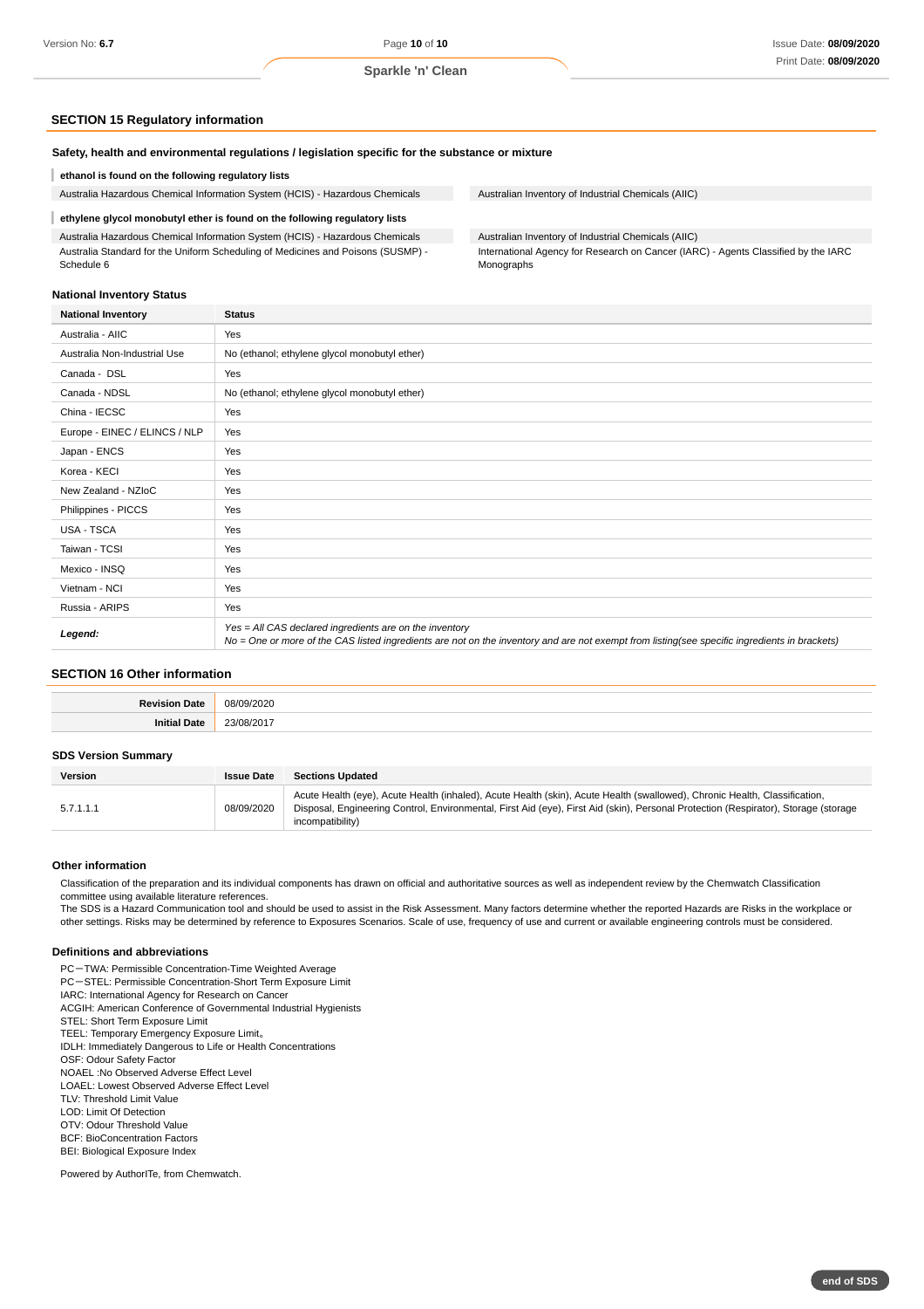## SECTION 15 Regulatory information

### Safety, health and environmental regulations / legislation specific for the substance or mixture

**ethanol is found on the following regulatory lists**

| | |
|---|---|
| Australia Hazardous Chemical Information System (HCIS) - Hazardous Chemicals | Australian Inventory of Industrial Chemicals (AIIC) |

**ethylene glycol monobutyl ether is found on the following regulatory lists**

| | |
|---|---|
| Australia Hazardous Chemical Information System (HCIS) - Hazardous Chemicals | Australian Inventory of Industrial Chemicals (AIIC) |
| Australia Standard for the Uniform Scheduling of Medicines and Poisons (SUSMP) - Schedule 6 | International Agency for Research on Cancer (IARC) - Agents Classified by the IARC Monographs |

### National Inventory Status

| National Inventory | Status |
|---|---|
| Australia - AIIC | Yes |
| Australia Non-Industrial Use | No (ethanol; ethylene glycol monobutyl ether) |
| Canada - DSL | Yes |
| Canada - NDSL | No (ethanol; ethylene glycol monobutyl ether) |
| China - IECSC | Yes |
| Europe - EINEC / ELINCS / NLP | Yes |
| Japan - ENCS | Yes |
| Korea - KECI | Yes |
| New Zealand - NZIoC | Yes |
| Philippines - PICCS | Yes |
| USA - TSCA | Yes |
| Taiwan - TCSI | Yes |
| Mexico - INSQ | Yes |
| Vietnam - NCI | Yes |
| Russia - ARIPS | Yes |
| ***Legend:*** | *Yes = All CAS declared ingredients are on the inventory*<br>*No = One or more of the CAS listed ingredients are not on the inventory and are not exempt from listing(see specific ingredients in brackets)* |

## SECTION 16 Other information

| | |
|---|---|
| **Revision Date** | 08/09/2020 |
| **Initial Date** | 23/08/2017 |

### SDS Version Summary

| Version | Issue Date | Sections Updated |
|---|---|---|
| 5.7.1.1.1 | 08/09/2020 | Acute Health (eye), Acute Health (inhaled), Acute Health (skin), Acute Health (swallowed), Chronic Health, Classification, Disposal, Engineering Control, Environmental, First Aid (eye), First Aid (skin), Personal Protection (Respirator), Storage (storage incompatibility) |

### Other information

Classification of the preparation and its individual components has drawn on official and authoritative sources as well as independent review by the Chemwatch Classification committee using available literature references.

The SDS is a Hazard Communication tool and should be used to assist in the Risk Assessment. Many factors determine whether the reported Hazards are Risks in the workplace or other settings. Risks may be determined by reference to Exposures Scenarios. Scale of use, frequency of use and current or available engineering controls must be considered.

### Definitions and abbreviations

PC－TWA: Permissible Concentration-Time Weighted Average
PC－STEL: Permissible Concentration-Short Term Exposure Limit
IARC: International Agency for Research on Cancer
ACGIH: American Conference of Governmental Industrial Hygienists
STEL: Short Term Exposure Limit
TEEL: Temporary Emergency Exposure Limit。
IDLH: Immediately Dangerous to Life or Health Concentrations
OSF: Odour Safety Factor
NOAEL :No Observed Adverse Effect Level
LOAEL: Lowest Observed Adverse Effect Level
TLV: Threshold Limit Value
LOD: Limit Of Detection
OTV: Odour Threshold Value
BCF: BioConcentration Factors
BEI: Biological Exposure Index

Powered by AuthorITe, from Chemwatch.

end of SDS